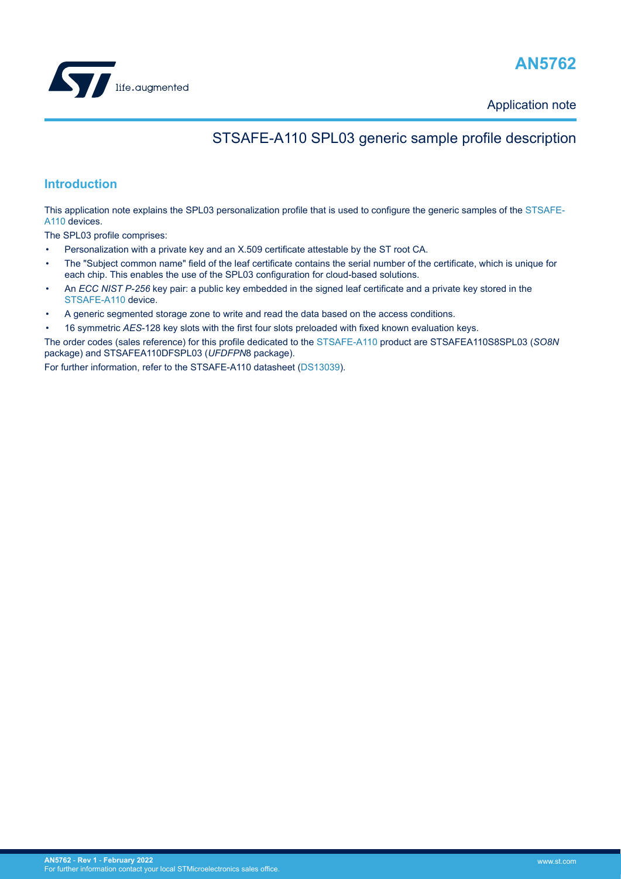# AN5762

Application note

## STSAFE-A110 SPL03 generic sample profile description

## Introduction

This application note explains the SPL03 personalization profile that is used to configure the generic samples of the STSAFE-A110 devices.

The SPL03 profile comprises:

- Personalization with a private key and an X.509 certificate attestable by the ST root CA.
- The "Subject common name" field of the leaf certificate contains the serial number of the certificate, which is unique for each chip. This enables the use of the SPL03 configuration for cloud-based solutions.
- An *ECC NIST P-256* key pair: a public key embedded in the signed leaf certificate and a private key stored in the STSAFE-A110 device.
- A generic segmented storage zone to write and read the data based on the access conditions.
- 16 symmetric *AES*-128 key slots with the first four slots preloaded with fixed known evaluation keys.

The order codes (sales reference) for this profile dedicated to the STSAFE-A110 product are STSAFEA110S8SPL03 (*SO8N* package) and STSAFEA110DFSPL03 (*UFDFPN*8 package).

For further information, refer to the STSAFE-A110 datasheet (DS13039).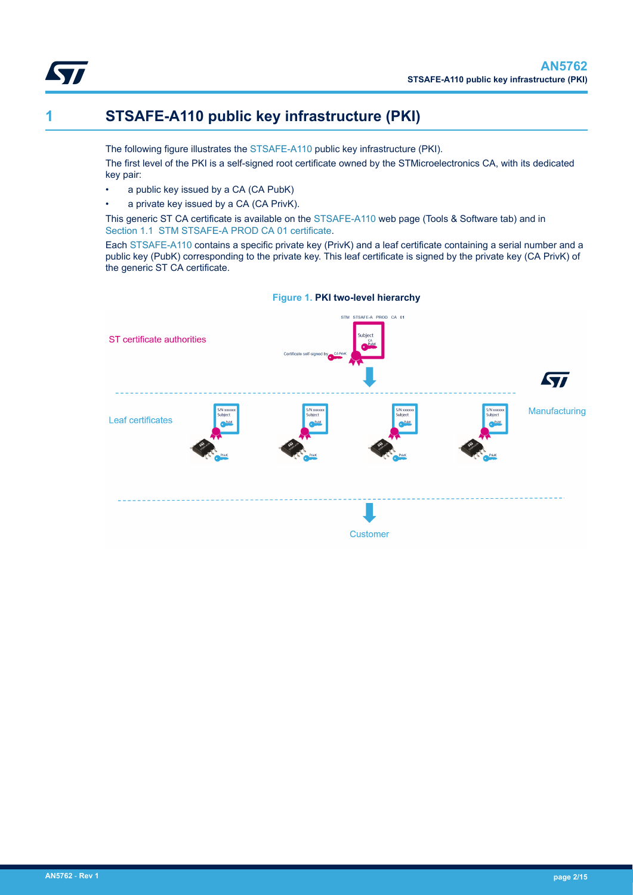# 1 STSAFE-A110 public key infrastructure (PKI)

The following figure illustrates the STSAFE-A110 public key infrastructure (PKI).

The first level of the PKI is a self-signed root certificate owned by the STMicroelectronics CA, with its dedicated key pair:

- a public key issued by a CA (CA PubK)
- a private key issued by a CA (CA PrivK).

This generic ST CA certificate is available on the STSAFE-A110 web page (Tools & Software tab) and in Section 1.1 STM STSAFE-A PROD CA 01 certificate.

Each STSAFE-A110 contains a specific private key (PrivK) and a leaf certificate containing a serial number and a public key (PubK) corresponding to the private key. This leaf certificate is signed by the private key (CA PrivK) of the generic ST CA certificate.

**Figure 1. PKI two-level hierarchy**

ST certificate authorities

STM STSAFE-A PROD CA 01

Subject CA PubK

Certificate self-signed by CA PrivK

Leaf certificates

S/N xxxxxx Subject PubK

PrivK

Manufacturing

Customer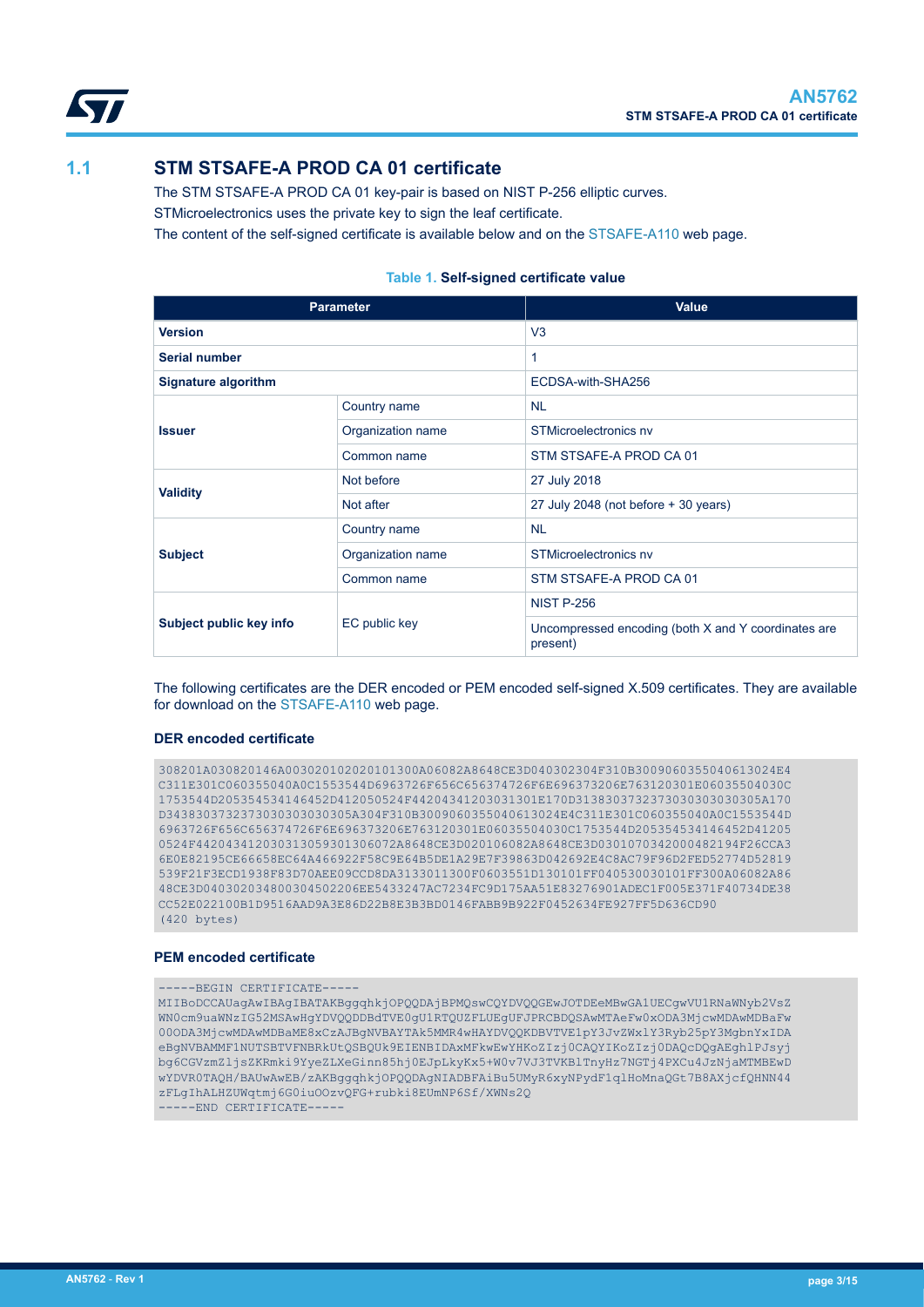## 1.1 STM STSAFE-A PROD CA 01 certificate

The STM STSAFE-A PROD CA 01 key-pair is based on NIST P-256 elliptic curves.

STMicroelectronics uses the private key to sign the leaf certificate.

The content of the self-signed certificate is available below and on the STSAFE-A110 web page.

**Table 1. Self-signed certificate value**

| Parameter | | Value |
|---|---|---|
| **Version** | | V3 |
| **Serial number** | | 1 |
| **Signature algorithm** | | ECDSA-with-SHA256 |
| **Issuer** | Country name | NL |
| | Organization name | STMicroelectronics nv |
| | Common name | STM STSAFE-A PROD CA 01 |
| **Validity** | Not before | 27 July 2018 |
| | Not after | 27 July 2048 (not before + 30 years) |
| **Subject** | Country name | NL |
| | Organization name | STMicroelectronics nv |
| | Common name | STM STSAFE-A PROD CA 01 |
| **Subject public key info** | EC public key | NIST P-256 |
| | | Uncompressed encoding (both X and Y coordinates are present) |

The following certificates are the DER encoded or PEM encoded self-signed X.509 certificates. They are available for download on the STSAFE-A110 web page.

### DER encoded certificate

```
308201A030820146A003020102020101300A06082A8648CE3D040302304F310B3009060355040613024E4
C311E301C060355040A0C1553544D6963726F656C656374726F6E696373206E763120301E06035504030C
1753544D205354534146452D412050524F442043412030311E170D3138303732373030303030305A170
D3438303732373030303030305A304F310B3009060355040613024E4C311E301C060355040A0C1553544D
6963726F656C656374726F6E696373206E763120301E06035504030C1753544D205354534146452D41205
0524F442043412030313059301306072A8648CE3D020106082A8648CE3D030107034200048219 4F26CCA3
6E0E82195CE66658EC64A466922F58C9E64B5DE1A29E7F39863D042692E4C8AC79F96D2FED52774D52819
539F21F3ECD1938F83D70AEE09CCD8DA3133011300F0603551D130101FF040530030101FF300A06082A86
48CE3D0403020348003045022 06EE5433247AC7234FC9D175AA51E83276901ADEC1F005E371F40734DE38
CC52E022100B1D9516AAD9A3E86D22B8E3B3BD0146FABB9B922F0452634FE927FF5D636CD90
(420 bytes)
```

### PEM encoded certificate

```
-----BEGIN CERTIFICATE-----
MIIBoDCCAUagAwIBAgIBATAKBggqhkjOPQQDAjBPMQswCQYDVQQGEwJOTDEeMBwGA1UECgwVU1RNaWNyb2VsZ
WN0cm9uaWNzIG52MSAwHgYDVQQDDBdTVE0gU1RTQUZFLUEgUFJPRCBDQSAwMTAeFw0xODA3MjcwMDAwMDBaFw
00ODA3MjcwMDAwMDBaME8xCzAJBgNVBAYTAk5MMR4wHAYDVQQKDBVTVE1pY3JvZWxlY3Ryb25pY3MgbnYxIDA
eBgNVBAMMF1NUTSBTVFNBRkUtQSBQUk9EIENBIDAxMFkwEwYHKoZIzj0CAQYIKoZIzj0DAQcDQgAEghlPJsyj
bg6CGVzmZljsZKRmki9YyeZLXeGinn85hj0EJpLkyKx5+W0v7VJ3TVKBlTnyHz7NGTj4PXCu4JzNjaMTMBEwD
wYDVR0TAQH/BAUwAwEB/zAKBggqhkjOPQQDAgNIADBFAiBu5UMyR6xyNPydF1qlHoMnaQGt7B8AXjcfQHNN44
zFLgIhALHZUWqtmj6G0iuOOzvQFG+rubki8EUmNP6Sf/XWNs2Q
-----END CERTIFICATE-----
```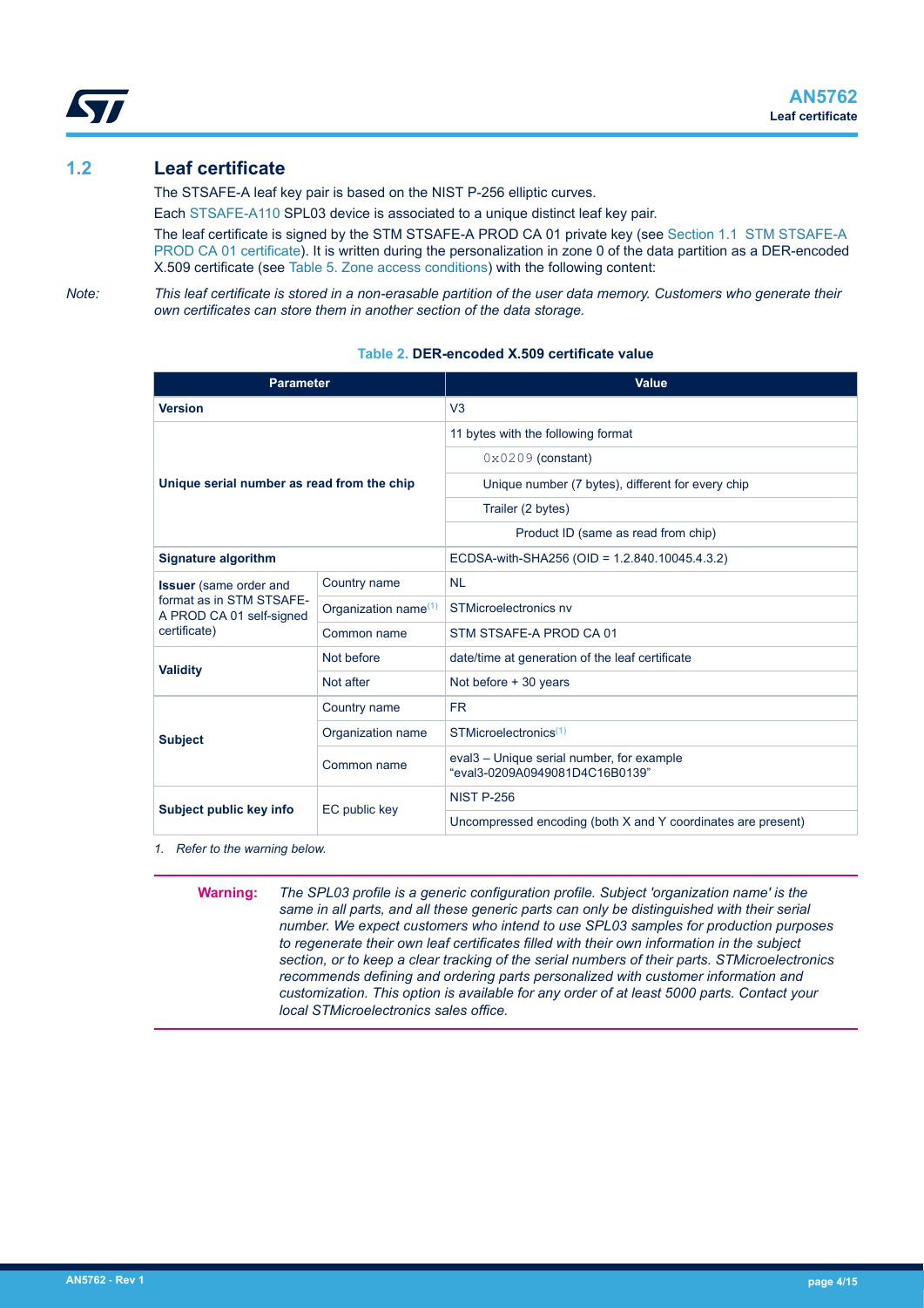## 1.2 Leaf certificate

The STSAFE-A leaf key pair is based on the NIST P-256 elliptic curves.

Each STSAFE-A110 SPL03 device is associated to a unique distinct leaf key pair.

The leaf certificate is signed by the STM STSAFE-A PROD CA 01 private key (see Section 1.1 STM STSAFE-A PROD CA 01 certificate). It is written during the personalization in zone 0 of the data partition as a DER-encoded X.509 certificate (see Table 5. Zone access conditions) with the following content:

*Note: This leaf certificate is stored in a non-erasable partition of the user data memory. Customers who generate their own certificates can store them in another section of the data storage.*

**Table 2. DER-encoded X.509 certificate value**

| Parameter | | Value |
|---|---|---|
| **Version** | | V3 |
| **Unique serial number as read from the chip** | | 11 bytes with the following format |
| | | `0x0209` (constant) |
| | | Unique number (7 bytes), different for every chip |
| | | Trailer (2 bytes) |
| | | Product ID (same as read from chip) |
| **Signature algorithm** | | ECDSA-with-SHA256 (OID = 1.2.840.10045.4.3.2) |
| **Issuer** (same order and format as in STM STSAFE-A PROD CA 01 self-signed certificate) | Country name | NL |
| | Organization name(1) | STMicroelectronics nv |
| | Common name | STM STSAFE-A PROD CA 01 |
| **Validity** | Not before | date/time at generation of the leaf certificate |
| | Not after | Not before + 30 years |
| **Subject** | Country name | FR |
| | Organization name | STMicroelectronics(1) |
| | Common name | eval3 – Unique serial number, for example "eval3-0209A0949081D4C16B0139" |
| **Subject public key info** | EC public key | NIST P-256 |
| | | Uncompressed encoding (both X and Y coordinates are present) |

*1. Refer to the warning below.*

**Warning:** *The SPL03 profile is a generic configuration profile. Subject 'organization name' is the same in all parts, and all these generic parts can only be distinguished with their serial number. We expect customers who intend to use SPL03 samples for production purposes to regenerate their own leaf certificates filled with their own information in the subject section, or to keep a clear tracking of the serial numbers of their parts. STMicroelectronics recommends defining and ordering parts personalized with customer information and customization. This option is available for any order of at least 5000 parts. Contact your local STMicroelectronics sales office.*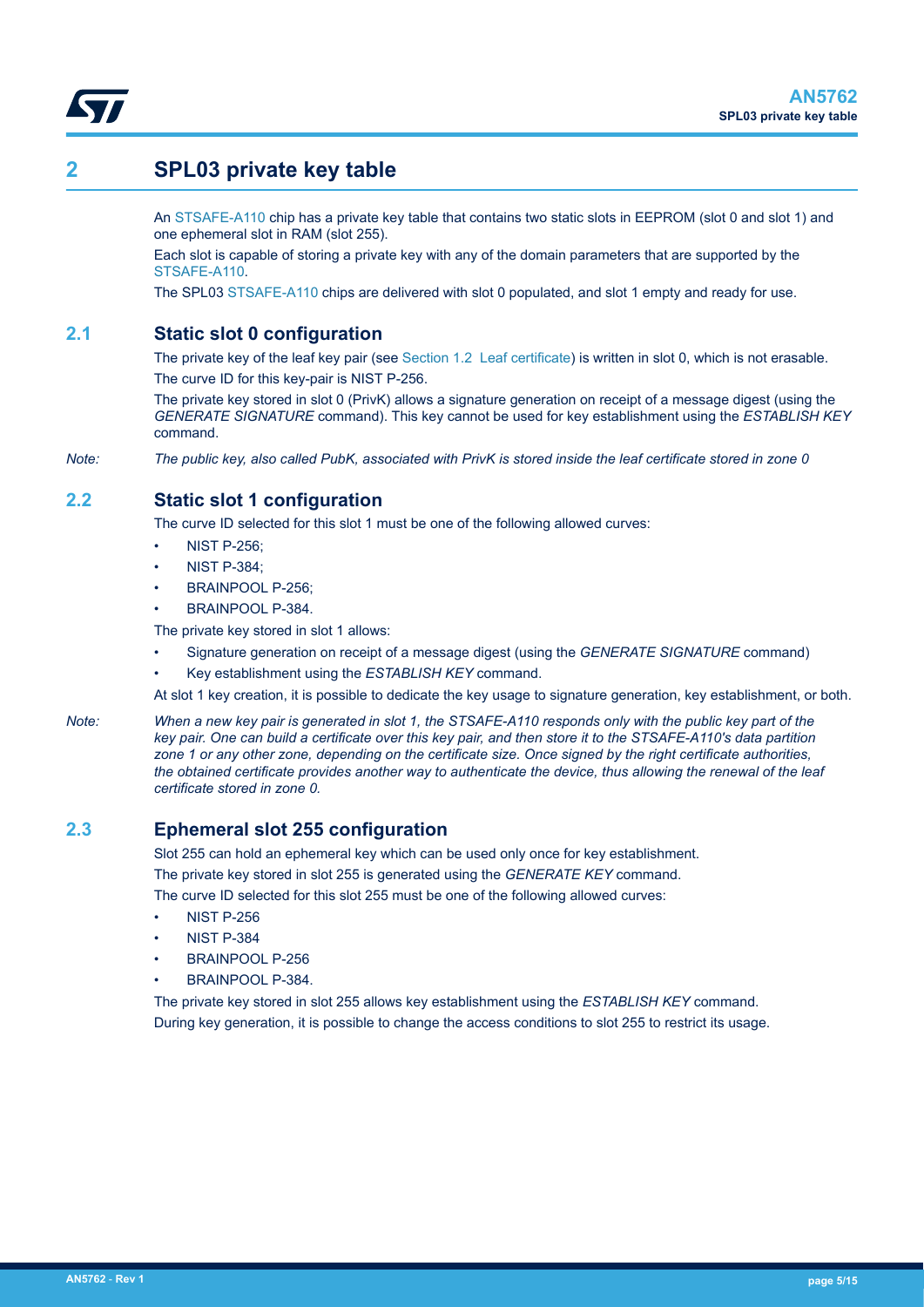# 2 SPL03 private key table

An STSAFE-A110 chip has a private key table that contains two static slots in EEPROM (slot 0 and slot 1) and one ephemeral slot in RAM (slot 255).

Each slot is capable of storing a private key with any of the domain parameters that are supported by the STSAFE-A110.

The SPL03 STSAFE-A110 chips are delivered with slot 0 populated, and slot 1 empty and ready for use.

## 2.1 Static slot 0 configuration

The private key of the leaf key pair (see Section 1.2 Leaf certificate) is written in slot 0, which is not erasable.

The curve ID for this key-pair is NIST P-256.

The private key stored in slot 0 (PrivK) allows a signature generation on receipt of a message digest (using the *GENERATE SIGNATURE* command). This key cannot be used for key establishment using the *ESTABLISH KEY* command.

*Note: The public key, also called PubK, associated with PrivK is stored inside the leaf certificate stored in zone 0*

## 2.2 Static slot 1 configuration

The curve ID selected for this slot 1 must be one of the following allowed curves:

- NIST P-256;
- NIST P-384;
- BRAINPOOL P-256;
- BRAINPOOL P-384.

The private key stored in slot 1 allows:

- Signature generation on receipt of a message digest (using the *GENERATE SIGNATURE* command)
- Key establishment using the *ESTABLISH KEY* command.

At slot 1 key creation, it is possible to dedicate the key usage to signature generation, key establishment, or both.

*Note: When a new key pair is generated in slot 1, the STSAFE-A110 responds only with the public key part of the key pair. One can build a certificate over this key pair, and then store it to the STSAFE-A110's data partition zone 1 or any other zone, depending on the certificate size. Once signed by the right certificate authorities, the obtained certificate provides another way to authenticate the device, thus allowing the renewal of the leaf certificate stored in zone 0.*

## 2.3 Ephemeral slot 255 configuration

Slot 255 can hold an ephemeral key which can be used only once for key establishment.

The private key stored in slot 255 is generated using the *GENERATE KEY* command.

The curve ID selected for this slot 255 must be one of the following allowed curves:

- NIST P-256
- NIST P-384
- BRAINPOOL P-256
- BRAINPOOL P-384.

The private key stored in slot 255 allows key establishment using the *ESTABLISH KEY* command.

During key generation, it is possible to change the access conditions to slot 255 to restrict its usage.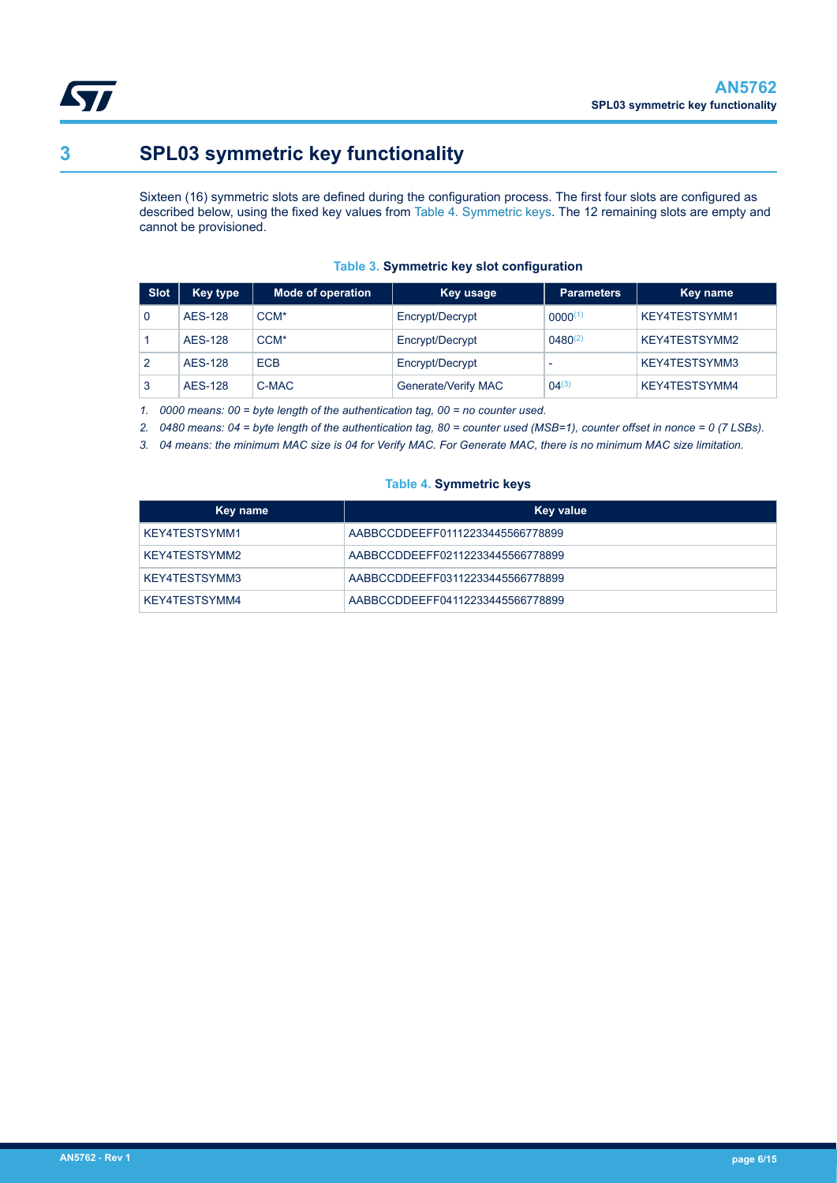# 3 SPL03 symmetric key functionality

Sixteen (16) symmetric slots are defined during the configuration process. The first four slots are configured as described below, using the fixed key values from Table 4. Symmetric keys. The 12 remaining slots are empty and cannot be provisioned.

**Table 3. Symmetric key slot configuration**

| Slot | Key type | Mode of operation | Key usage | Parameters | Key name |
|---|---|---|---|---|---|
| 0 | AES-128 | CCM* | Encrypt/Decrypt | 0000(1) | KEY4TESTSYMM1 |
| 1 | AES-128 | CCM* | Encrypt/Decrypt | 0480(2) | KEY4TESTSYMM2 |
| 2 | AES-128 | ECB | Encrypt/Decrypt | - | KEY4TESTSYMM3 |
| 3 | AES-128 | C-MAC | Generate/Verify MAC | 04(3) | KEY4TESTSYMM4 |

1. *0000 means: 00 = byte length of the authentication tag, 00 = no counter used.*
2. *0480 means: 04 = byte length of the authentication tag, 80 = counter used (MSB=1), counter offset in nonce = 0 (7 LSBs).*
3. *04 means: the minimum MAC size is 04 for Verify MAC. For Generate MAC, there is no minimum MAC size limitation.*

**Table 4. Symmetric keys**

| Key name | Key value |
|---|---|
| KEY4TESTSYMM1 | AABBCCDDEEFF01112233445566778899 |
| KEY4TESTSYMM2 | AABBCCDDEEFF02112233445566778899 |
| KEY4TESTSYMM3 | AABBCCDDEEFF03112233445566778899 |
| KEY4TESTSYMM4 | AABBCCDDEEFF04112233445566778899 |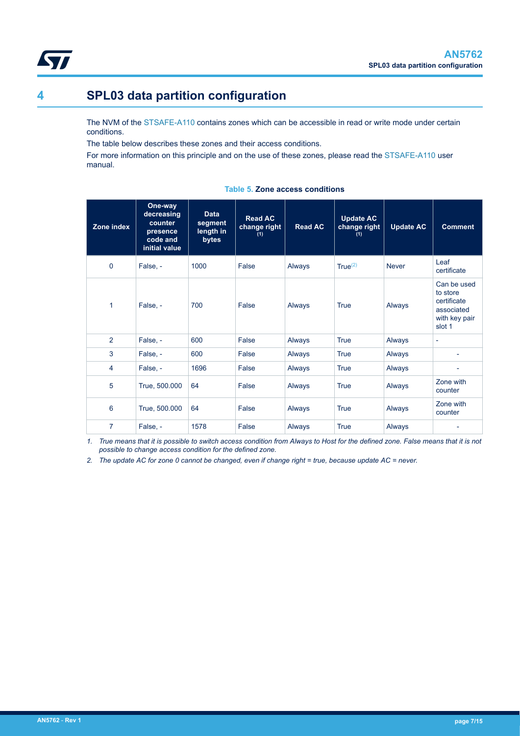# 4 SPL03 data partition configuration

The NVM of the STSAFE-A110 contains zones which can be accessible in read or write mode under certain conditions.

The table below describes these zones and their access conditions.

For more information on this principle and on the use of these zones, please read the STSAFE-A110 user manual.

**Table 5. Zone access conditions**

| Zone index | One-way decreasing counter presence code and initial value | Data segment length in bytes | Read AC change right (1) | Read AC | Update AC change right (1) | Update AC | Comment |
|---|---|---|---|---|---|---|---|
| 0 | False, - | 1000 | False | Always | True(2) | Never | Leaf certificate |
| 1 | False, - | 700 | False | Always | True | Always | Can be used to store certificate associated with key pair slot 1 |
| 2 | False, - | 600 | False | Always | True | Always | - |
| 3 | False, - | 600 | False | Always | True | Always | - |
| 4 | False, - | 1696 | False | Always | True | Always | - |
| 5 | True, 500.000 | 64 | False | Always | True | Always | Zone with counter |
| 6 | True, 500.000 | 64 | False | Always | True | Always | Zone with counter |
| 7 | False, - | 1578 | False | Always | True | Always | - |

1. *True means that it is possible to switch access condition from Always to Host for the defined zone. False means that it is not possible to change access condition for the defined zone.*
2. *The update AC for zone 0 cannot be changed, even if change right = true, because update AC = never.*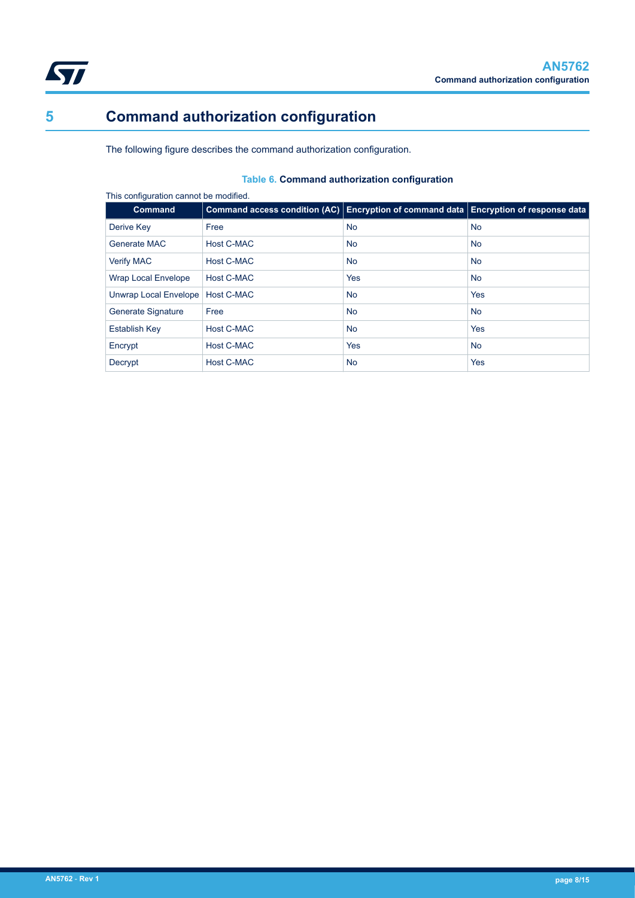# 5 Command authorization configuration

The following figure describes the command authorization configuration.

**Table 6. Command authorization configuration**

This configuration cannot be modified.

| Command | Command access condition (AC) | Encryption of command data | Encryption of response data |
|---|---|---|---|
| Derive Key | Free | No | No |
| Generate MAC | Host C-MAC | No | No |
| Verify MAC | Host C-MAC | No | No |
| Wrap Local Envelope | Host C-MAC | Yes | No |
| Unwrap Local Envelope | Host C-MAC | No | Yes |
| Generate Signature | Free | No | No |
| Establish Key | Host C-MAC | No | Yes |
| Encrypt | Host C-MAC | Yes | No |
| Decrypt | Host C-MAC | No | Yes |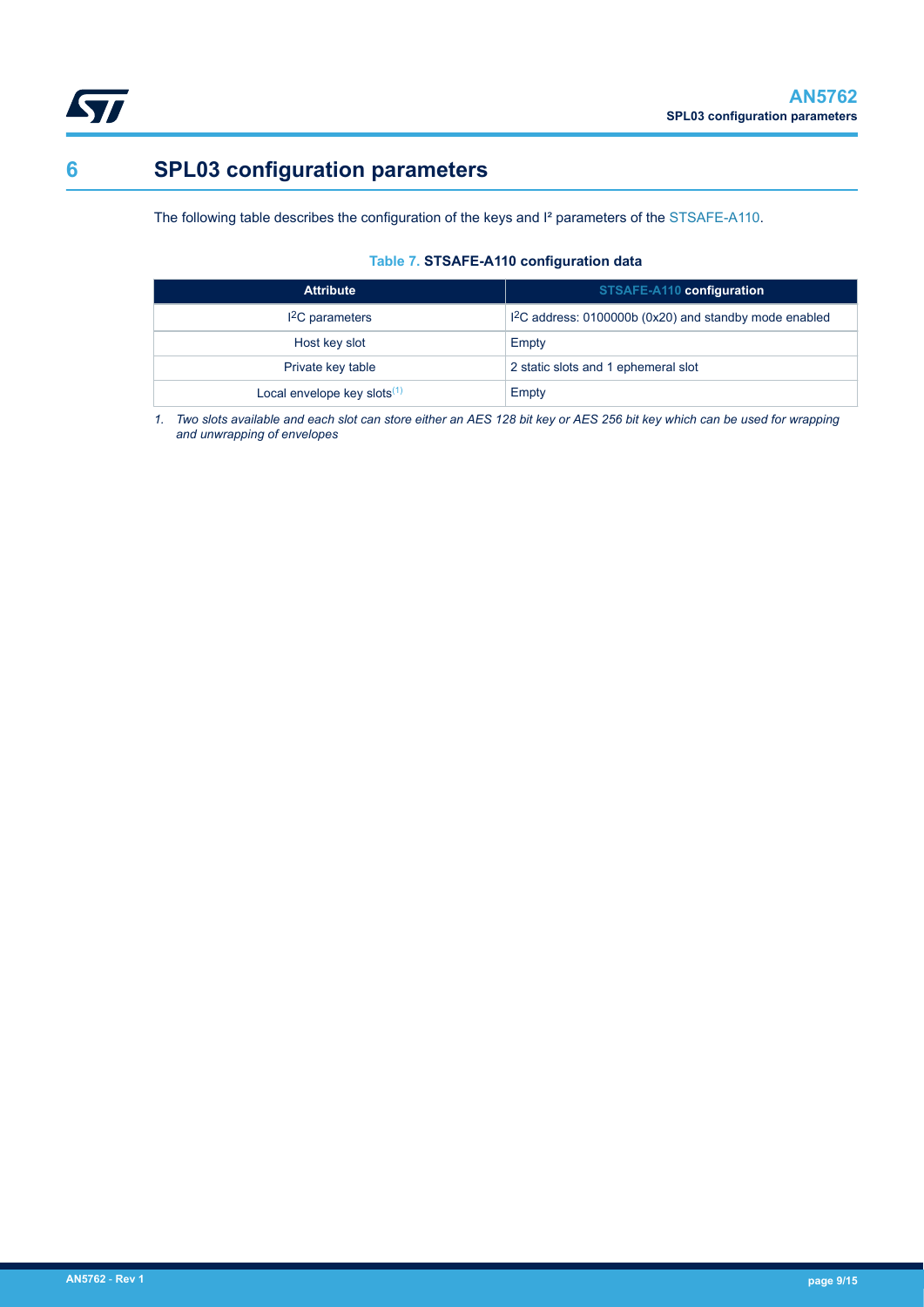# 6 SPL03 configuration parameters

The following table describes the configuration of the keys and I² parameters of the STSAFE-A110.

**Table 7. STSAFE-A110 configuration data**

| Attribute | STSAFE-A110 configuration |
|---|---|
| I2C parameters | I2C address: 0100000b (0x20) and standby mode enabled |
| Host key slot | Empty |
| Private key table | 2 static slots and 1 ephemeral slot |
| Local envelope key slots[1] | Empty |

*1. Two slots available and each slot can store either an AES 128 bit key or AES 256 bit key which can be used for wrapping and unwrapping of envelopes*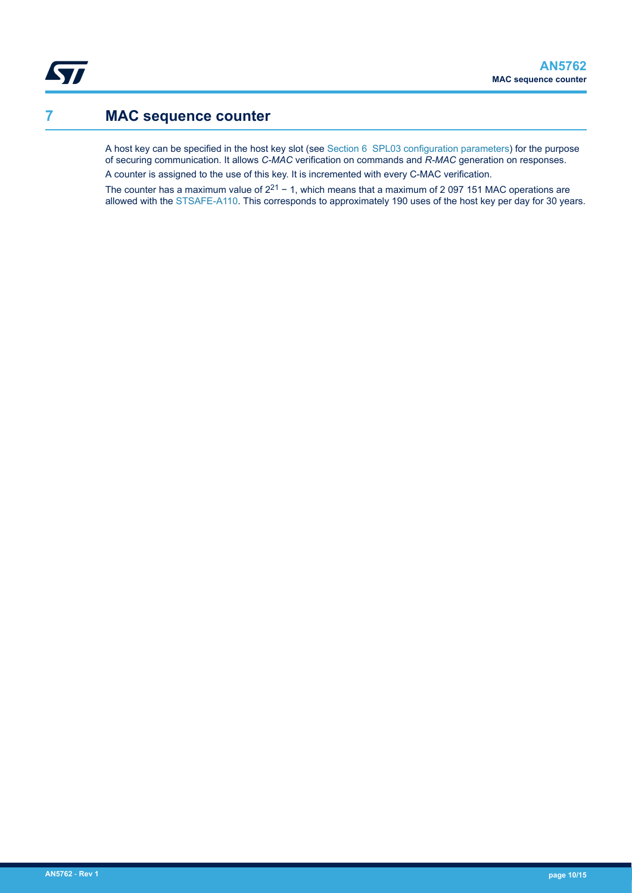# 7 MAC sequence counter

A host key can be specified in the host key slot (see Section 6 SPL03 configuration parameters) for the purpose of securing communication. It allows *C-MAC* verification on commands and *R-MAC* generation on responses.

A counter is assigned to the use of this key. It is incremented with every C-MAC verification.

The counter has a maximum value of $2^{21} - 1$, which means that a maximum of 2 097 151 MAC operations are allowed with the STSAFE-A110. This corresponds to approximately 190 uses of the host key per day for 30 years.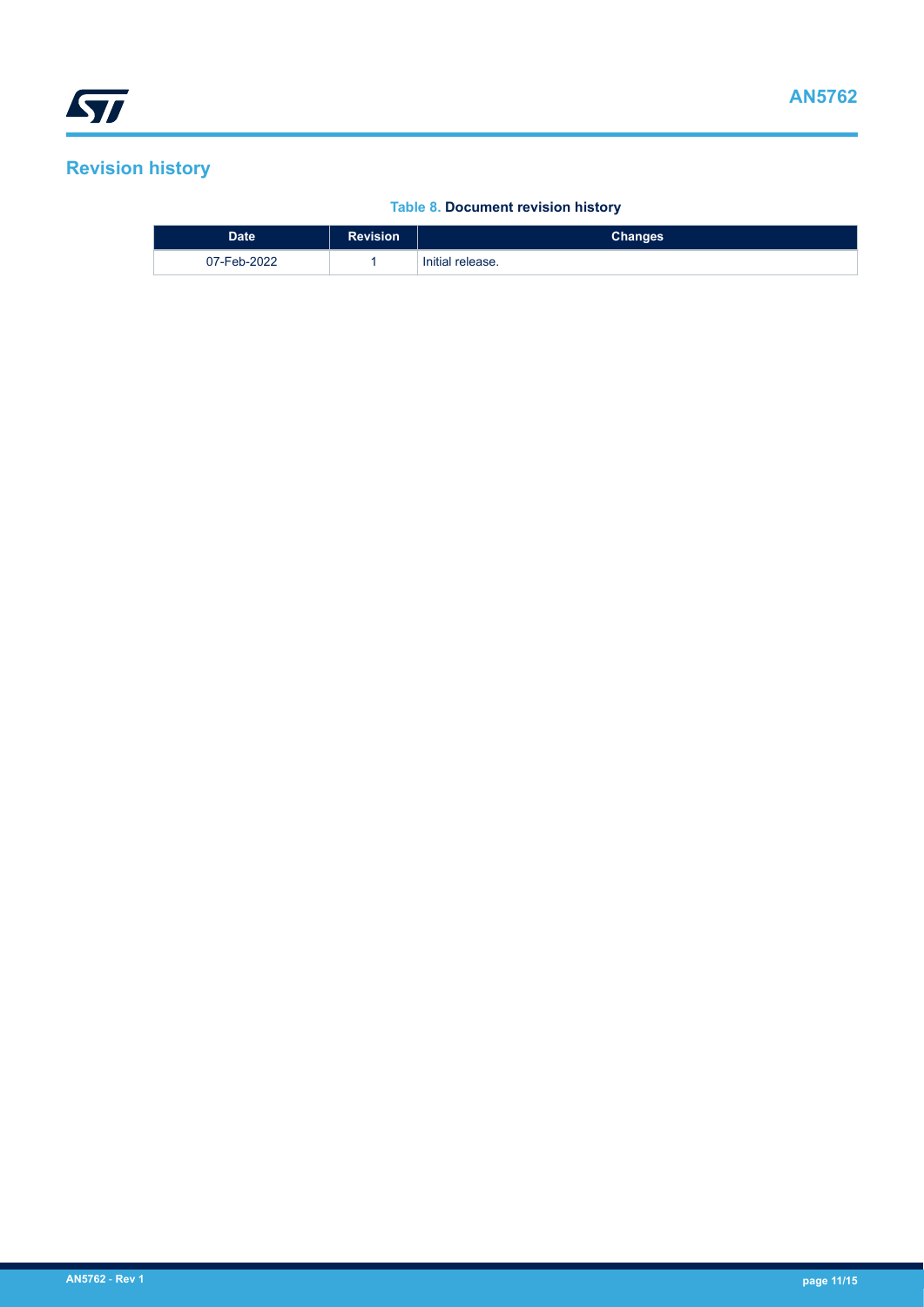# Revision history

**Table 8. Document revision history**

| Date | Revision | Changes |
| --- | --- | --- |
| 07-Feb-2022 | 1 | Initial release. |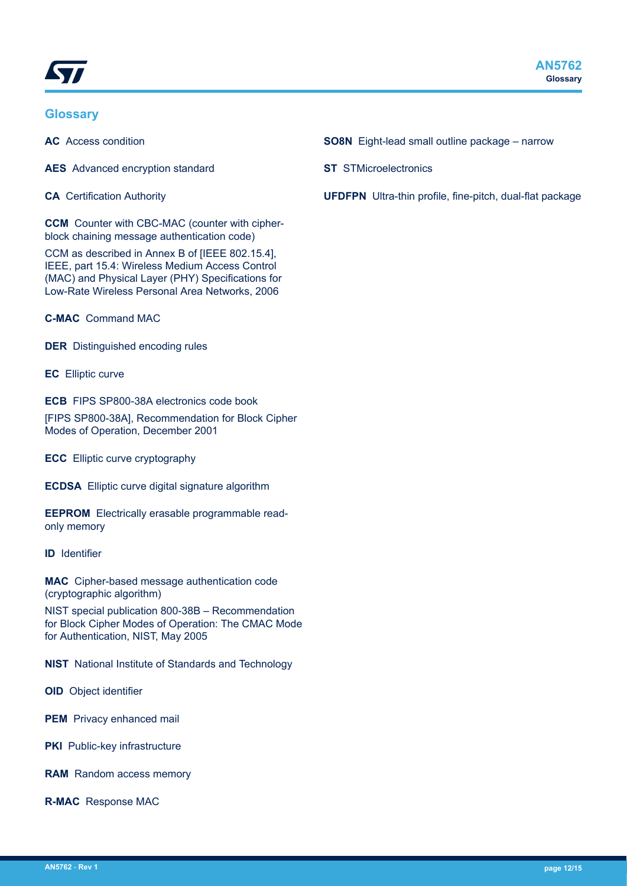## Glossary

**AC** Access condition

**AES** Advanced encryption standard

**CA** Certification Authority

**CCM** Counter with CBC-MAC (counter with cipher-block chaining message authentication code)

CCM as described in Annex B of [IEEE 802.15.4], IEEE, part 15.4: Wireless Medium Access Control (MAC) and Physical Layer (PHY) Specifications for Low-Rate Wireless Personal Area Networks, 2006

**C-MAC** Command MAC

**DER** Distinguished encoding rules

**EC** Elliptic curve

**ECB** FIPS SP800-38A electronics code book

[FIPS SP800-38A], Recommendation for Block Cipher Modes of Operation, December 2001

**ECC** Elliptic curve cryptography

**ECDSA** Elliptic curve digital signature algorithm

**EEPROM** Electrically erasable programmable read-only memory

**ID** Identifier

**MAC** Cipher-based message authentication code (cryptographic algorithm)

NIST special publication 800-38B – Recommendation for Block Cipher Modes of Operation: The CMAC Mode for Authentication, NIST, May 2005

**NIST** National Institute of Standards and Technology

**OID** Object identifier

**PEM** Privacy enhanced mail

**PKI** Public-key infrastructure

**RAM** Random access memory

**R-MAC** Response MAC

**SO8N** Eight-lead small outline package – narrow

**ST** STMicroelectronics

**UFDFPN** Ultra-thin profile, fine-pitch, dual-flat package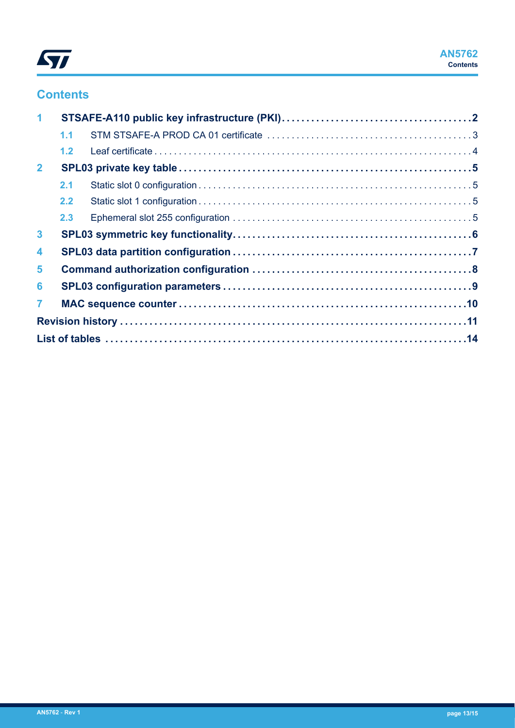## Contents

- **1 STSAFE-A110 public key infrastructure (PKI) ... 2**
  - 1.1 STM STSAFE-A PROD CA 01 certificate ... 3
  - 1.2 Leaf certificate ... 4
- **2 SPL03 private key table ... 5**
  - 2.1 Static slot 0 configuration ... 5
  - 2.2 Static slot 1 configuration ... 5
  - 2.3 Ephemeral slot 255 configuration ... 5
- **3 SPL03 symmetric key functionality ... 6**
- **4 SPL03 data partition configuration ... 7**
- **5 Command authorization configuration ... 8**
- **6 SPL03 configuration parameters ... 9**
- **7 MAC sequence counter ... 10**
- **Revision history ... 11**
- **List of tables ... 14**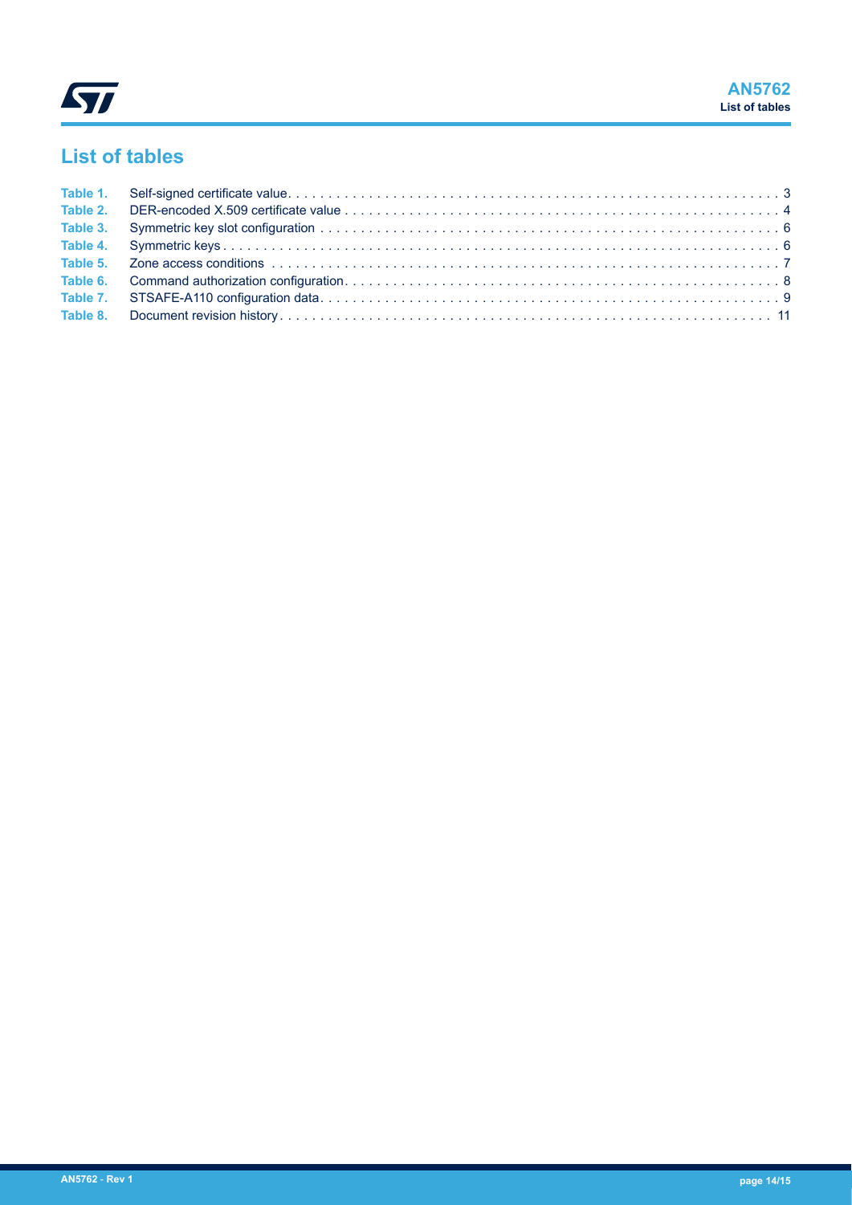# List of tables

| | | |
|---|---|---|
| Table 1. | Self-signed certificate value | 3 |
| Table 2. | DER-encoded X.509 certificate value | 4 |
| Table 3. | Symmetric key slot configuration | 6 |
| Table 4. | Symmetric keys | 6 |
| Table 5. | Zone access conditions | 7 |
| Table 6. | Command authorization configuration | 8 |
| Table 7. | STSAFE-A110 configuration data | 9 |
| Table 8. | Document revision history | 11 |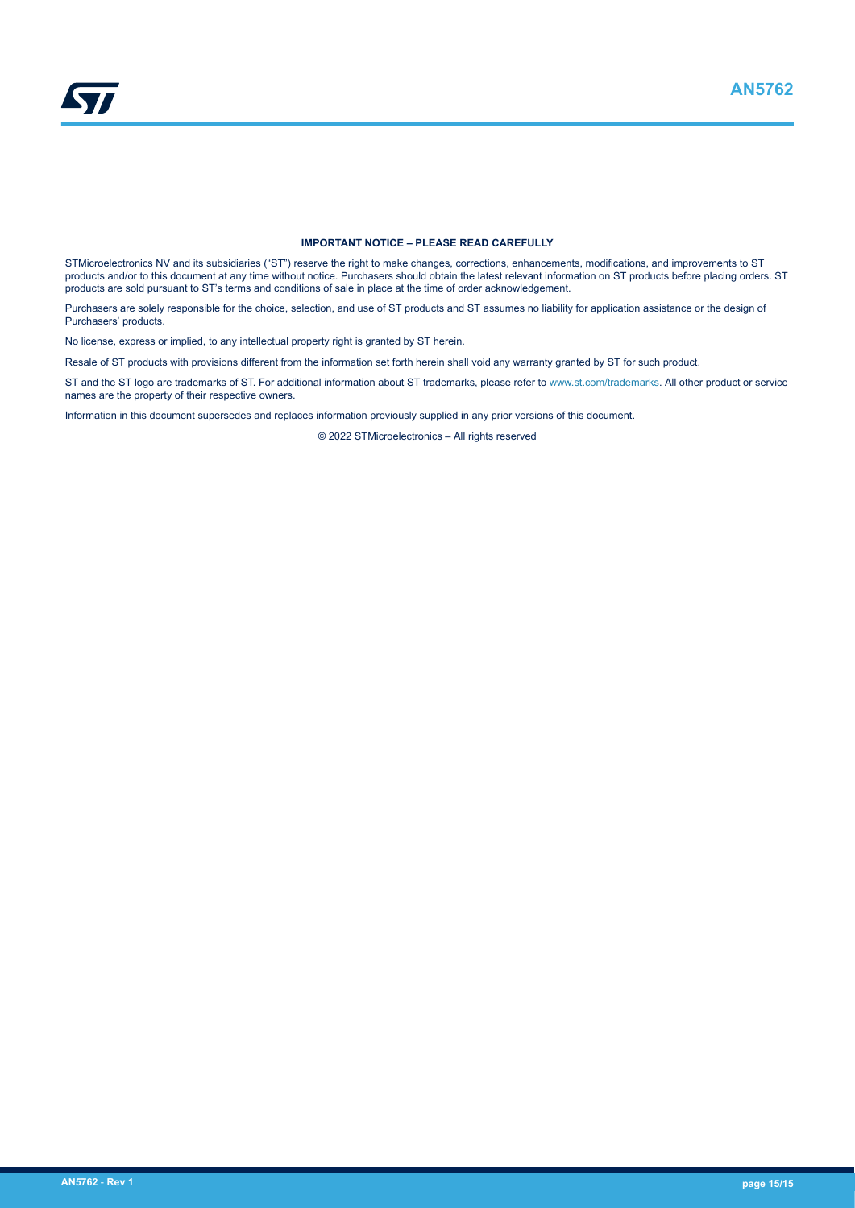**IMPORTANT NOTICE – PLEASE READ CAREFULLY**

STMicroelectronics NV and its subsidiaries ("ST") reserve the right to make changes, corrections, enhancements, modifications, and improvements to ST products and/or to this document at any time without notice. Purchasers should obtain the latest relevant information on ST products before placing orders. ST products are sold pursuant to ST's terms and conditions of sale in place at the time of order acknowledgement.

Purchasers are solely responsible for the choice, selection, and use of ST products and ST assumes no liability for application assistance or the design of Purchasers' products.

No license, express or implied, to any intellectual property right is granted by ST herein.

Resale of ST products with provisions different from the information set forth herein shall void any warranty granted by ST for such product.

ST and the ST logo are trademarks of ST. For additional information about ST trademarks, please refer to www.st.com/trademarks. All other product or service names are the property of their respective owners.

Information in this document supersedes and replaces information previously supplied in any prior versions of this document.

© 2022 STMicroelectronics – All rights reserved